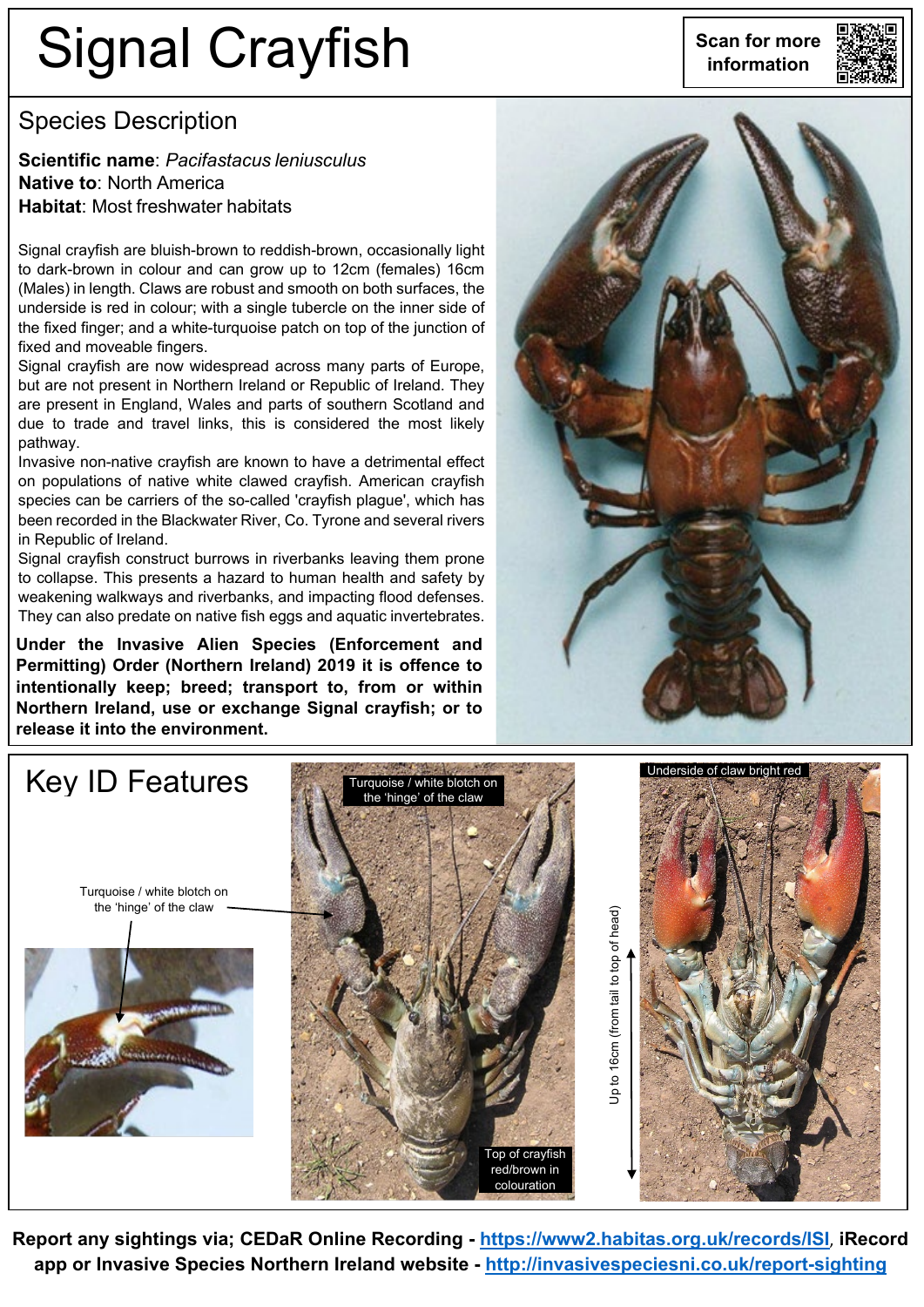# Signal Crayfish

Scan for more information

## Species Description

**Scientific name**: *Pacifastacus leniusculus*
**Native to**: North America
**Habitat**: Most freshwater habitats

Signal crayfish are bluish-brown to reddish-brown, occasionally light to dark-brown in colour and can grow up to 12cm (females) 16cm (Males) in length. Claws are robust and smooth on both surfaces, the underside is red in colour; with a single tubercle on the inner side of the fixed finger; and a white-turquoise patch on top of the junction of fixed and moveable fingers.

Signal crayfish are now widespread across many parts of Europe, but are not present in Northern Ireland or Republic of Ireland. They are present in England, Wales and parts of southern Scotland and due to trade and travel links, this is considered the most likely pathway.

Invasive non-native crayfish are known to have a detrimental effect on populations of native white clawed crayfish. American crayfish species can be carriers of the so-called 'crayfish plague', which has been recorded in the Blackwater River, Co. Tyrone and several rivers in Republic of Ireland.

Signal crayfish construct burrows in riverbanks leaving them prone to collapse. This presents a hazard to human health and safety by weakening walkways and riverbanks, and impacting flood defenses. They can also predate on native fish eggs and aquatic invertebrates.

**Under the Invasive Alien Species (Enforcement and Permitting) Order (Northern Ireland) 2019 it is offence to intentionally keep; breed; transport to, from or within Northern Ireland, use or exchange Signal crayfish; or to release it into the environment.**

## Key ID Features

Turquoise / white blotch on the 'hinge' of the claw

Turquoise / white blotch on the 'hinge' of the claw

Top of crayfish red/brown in colouration

Up to 16cm (from tail to top of head)

Underside of claw bright red

**Report any sightings via; CEDaR Online Recording - [https://www2.habitas.org.uk/records/ISI](https://www2.habitas.org.uk/records/ISI), iRecord app or Invasive Species Northern Ireland website - [http://invasivespeciesni.co.uk/report-sighting](http://invasivespeciesni.co.uk/report-sighting)**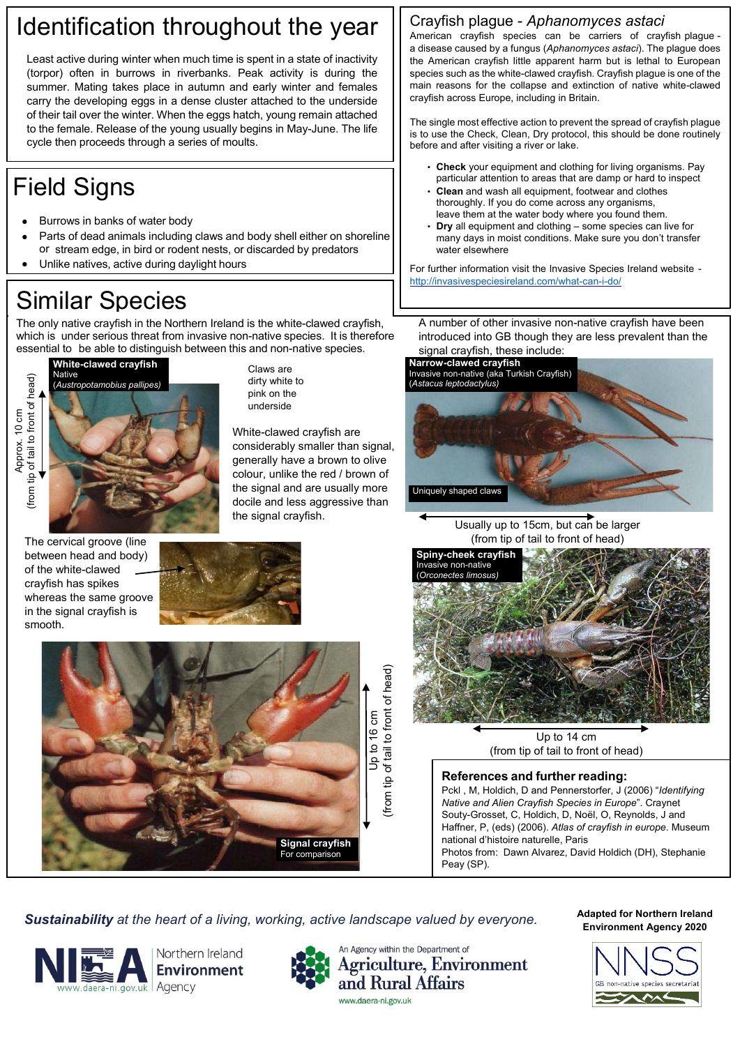# Identification throughout the year

Least active during winter when much time is spent in a state of inactivity (torpor) often in burrows in riverbanks. Peak activity is during the summer. Mating takes place in autumn and early winter and females carry the developing eggs in a dense cluster attached to the underside of their tail over the winter. When the eggs hatch, young remain attached to the female. Release of the young usually begins in May-June. The life cycle then proceeds through a series of moults.

# Field Signs

- Burrows in banks of water body
- Parts of dead animals including claws and body shell either on shoreline or stream edge, in bird or rodent nests, or discarded by predators
- Unlike natives, active during daylight hours

# Similar Species

The only native crayfish in the Northern Ireland is the white-clawed crayfish, which is under serious threat from invasive non-native species. It is therefore essential to be able to distinguish between this and non-native species.

**White-clawed crayfish**
Native
(*Austropotamobius pallipes*)

Approx. 10 cm (from tip of tail to front of head)

Claws are dirty white to pink on the underside

White-clawed crayfish are considerably smaller than signal, generally have a brown to olive colour, unlike the red / brown of the signal and are usually more docile and less aggressive than the signal crayfish.

The cervical groove (line between head and body) of the white-clawed crayfish has spikes whereas the same groove in the signal crayfish is smooth.

**Signal crayfish**
For comparison

Up to 16 cm (from tip of tail to front of head)

## Crayfish plague - *Aphanomyces astaci*

American crayfish species can be carriers of crayfish plague - a disease caused by a fungus (*Aphanomyces astaci*). The plague does the American crayfish little apparent harm but is lethal to European species such as the white-clawed crayfish. Crayfish plague is one of the main reasons for the collapse and extinction of native white-clawed crayfish across Europe, including in Britain.

The single most effective action to prevent the spread of crayfish plague is to use the Check, Clean, Dry protocol, this should be done routinely before and after visiting a river or lake.

- **Check** your equipment and clothing for living organisms. Pay particular attention to areas that are damp or hard to inspect
- **Clean** and wash all equipment, footwear and clothes thoroughly. If you do come across any organisms, leave them at the water body where you found them.
- **Dry** all equipment and clothing – some species can live for many days in moist conditions. Make sure you don't transfer water elsewhere

For further information visit the Invasive Species Ireland website - http://invasivespeciesireland.com/what-can-i-do/

A number of other invasive non-native crayfish have been introduced into GB though they are less prevalent than the signal crayfish, these include:

**Narrow-clawed crayfish**
Invasive non-native (aka Turkish Crayfish)
(*Astacus leptodactylus*)

Uniquely shaped claws

Usually up to 15cm, but can be larger (from tip of tail to front of head)

**Spiny-cheek crayfish**
Invasive non-native
(*Orconectes limosus*)

Up to 14 cm (from tip of tail to front of head)

### References and further reading:

Pckl , M, Holdich, D and Pennerstorfer, J (2006) "*Identifying Native and Alien Crayfish Species in Europe*". Craynet
Souty-Grosset, C, Holdich, D, Noël, O, Reynolds, J and Haffner, P, (eds) (2006). *Atlas of crayfish in europe*. Museum national d'histoire naturelle, Paris
Photos from: Dawn Alvarez, David Holdich (DH), Stephanie Peay (SP).

***Sustainability** at the heart of a living, working, active landscape valued by everyone.*

**Adapted for Northern Ireland Environment Agency 2020**

NIEA Northern Ireland Environment Agency www.daera-ni.gov.uk

An Agency within the Department of Agriculture, Environment and Rural Affairs www.daera-ni.gov.uk

NNSS GB non-native species secretariat